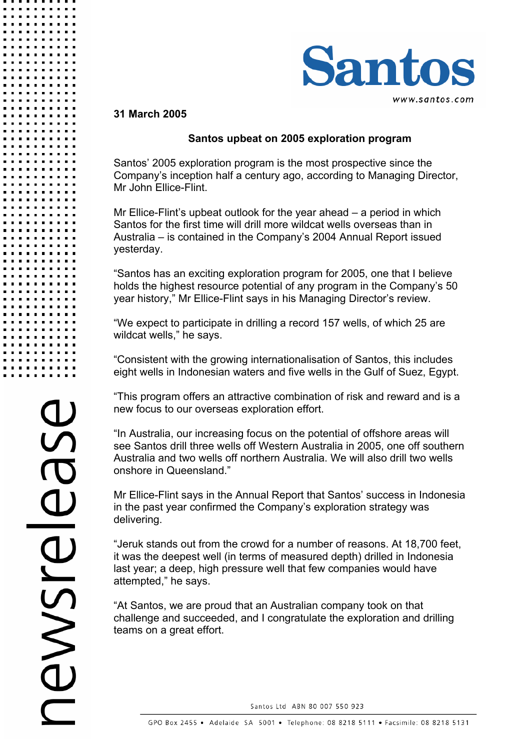**31 March 2005**

## Santos upbeat on 2005 exploration program

Santos' 2005 exploration program is the most prospective since the Company's inception half a century ago, according to Managing Director, Mr John Ellice-Flint.

Mr Ellice-Flint's upbeat outlook for the year ahead – a period in which Santos for the first time will drill more wildcat wells overseas than in Australia – is contained in the Company's 2004 Annual Report issued yesterday.

"Santos has an exciting exploration program for 2005, one that I believe holds the highest resource potential of any program in the Company's 50 year history," Mr Ellice-Flint says in his Managing Director's review.

"We expect to participate in drilling a record 157 wells, of which 25 are wildcat wells," he says.

"Consistent with the growing internationalisation of Santos, this includes eight wells in Indonesian waters and five wells in the Gulf of Suez, Egypt.

"This program offers an attractive combination of risk and reward and is a new focus to our overseas exploration effort.

"In Australia, our increasing focus on the potential of offshore areas will see Santos drill three wells off Western Australia in 2005, one off southern Australia and two wells off northern Australia. We will also drill two wells onshore in Queensland."

Mr Ellice-Flint says in the Annual Report that Santos' success in Indonesia in the past year confirmed the Company's exploration strategy was delivering.

"Jeruk stands out from the crowd for a number of reasons. At 18,700 feet, it was the deepest well (in terms of measured depth) drilled in Indonesia last year; a deep, high pressure well that few companies would have attempted," he says.

"At Santos, we are proud that an Australian company took on that challenge and succeeded, and I congratulate the exploration and drilling teams on a great effort.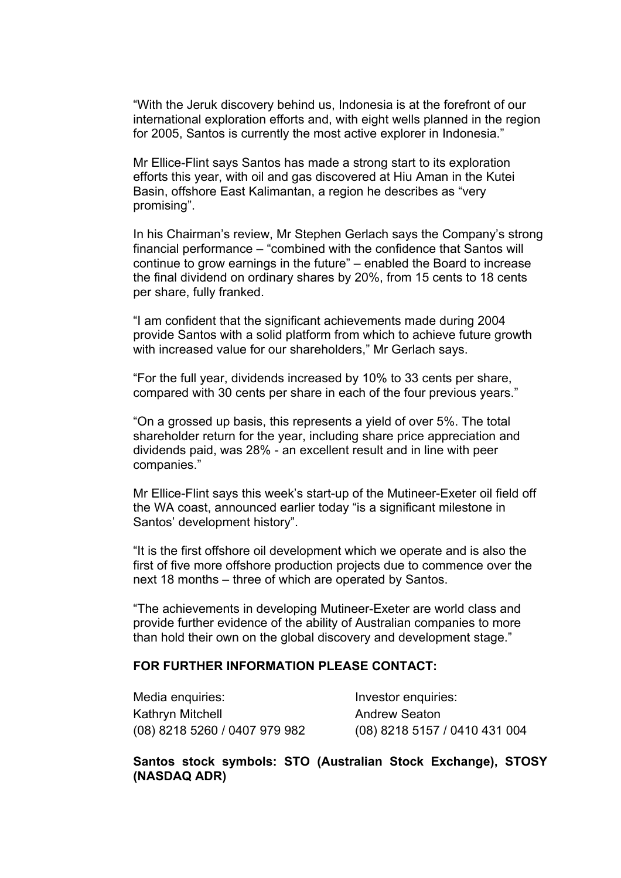"With the Jeruk discovery behind us, Indonesia is at the forefront of our international exploration efforts and, with eight wells planned in the region for 2005, Santos is currently the most active explorer in Indonesia."

Mr Ellice-Flint says Santos has made a strong start to its exploration efforts this year, with oil and gas discovered at Hiu Aman in the Kutei Basin, offshore East Kalimantan, a region he describes as "very promising".

In his Chairman's review, Mr Stephen Gerlach says the Company's strong financial performance – "combined with the confidence that Santos will continue to grow earnings in the future" – enabled the Board to increase the final dividend on ordinary shares by 20%, from 15 cents to 18 cents per share, fully franked.

"I am confident that the significant achievements made during 2004 provide Santos with a solid platform from which to achieve future growth with increased value for our shareholders," Mr Gerlach says.

"For the full year, dividends increased by 10% to 33 cents per share, compared with 30 cents per share in each of the four previous years."

"On a grossed up basis, this represents a yield of over 5%. The total shareholder return for the year, including share price appreciation and dividends paid, was 28% - an excellent result and in line with peer companies."

Mr Ellice-Flint says this week's start-up of the Mutineer-Exeter oil field off the WA coast, announced earlier today "is a significant milestone in Santos' development history".

"It is the first offshore oil development which we operate and is also the first of five more offshore production projects due to commence over the next 18 months – three of which are operated by Santos.

"The achievements in developing Mutineer-Exeter are world class and provide further evidence of the ability of Australian companies to more than hold their own on the global discovery and development stage."

**FOR FURTHER INFORMATION PLEASE CONTACT:**

| | |
|---|---|
| Media enquiries: | Investor enquiries: |
| Kathryn Mitchell | Andrew Seaton |
| (08) 8218 5260 / 0407 979 982 | (08) 8218 5157 / 0410 431 004 |

**Santos stock symbols: STO (Australian Stock Exchange), STOSY (NASDAQ ADR)**